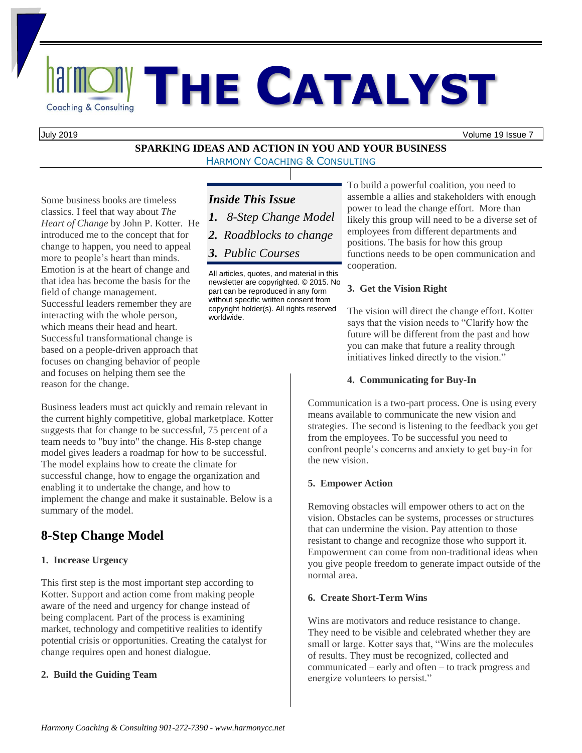# THE CATALYST

Harmony Coaching & Consulting

July 2019 Volume 19 Issue 7

**SPARKING IDEAS AND ACTION IN YOU AND YOUR BUSINESS**

HARMONY COACHING & CONSULTING

***Inside This Issue***

1. *8-Step Change Model*
2. *Roadblocks to change*
3. *Public Courses*

All articles, quotes, and material in this newsletter are copyrighted. © 2015. No part can be reproduced in any form without specific written consent from copyright holder(s). All rights reserved worldwide.

Some business books are timeless classics. I feel that way about *The Heart of Change* by John P. Kotter. He introduced me to the concept that for change to happen, you need to appeal more to people's heart than minds. Emotion is at the heart of change and that idea has become the basis for the field of change management. Successful leaders remember they are interacting with the whole person, which means their head and heart. Successful transformational change is based on a people-driven approach that focuses on changing behavior of people and focuses on helping them see the reason for the change.

Business leaders must act quickly and remain relevant in the current highly competitive, global marketplace. Kotter suggests that for change to be successful, 75 percent of a team needs to "buy into" the change. His 8-step change model gives leaders a roadmap for how to be successful. The model explains how to create the climate for successful change, how to engage the organization and enabling it to undertake the change, and how to implement the change and make it sustainable. Below is a summary of the model.

## 8-Step Change Model

**1. Increase Urgency**

This first step is the most important step according to Kotter. Support and action come from making people aware of the need and urgency for change instead of being complacent. Part of the process is examining market, technology and competitive realities to identify potential crisis or opportunities. Creating the catalyst for change requires open and honest dialogue.

**2. Build the Guiding Team**

To build a powerful coalition, you need to assemble a allies and stakeholders with enough power to lead the change effort. More than likely this group will need to be a diverse set of employees from different departments and positions. The basis for how this group functions needs to be open communication and cooperation.

**3. Get the Vision Right**

The vision will direct the change effort. Kotter says that the vision needs to "Clarify how the future will be different from the past and how you can make that future a reality through initiatives linked directly to the vision."

**4. Communicating for Buy-In**

Communication is a two-part process. One is using every means available to communicate the new vision and strategies. The second is listening to the feedback you get from the employees. To be successful you need to confront people's concerns and anxiety to get buy-in for the new vision.

**5. Empower Action**

Removing obstacles will empower others to act on the vision. Obstacles can be systems, processes or structures that can undermine the vision. Pay attention to those resistant to change and recognize those who support it. Empowerment can come from non-traditional ideas when you give people freedom to generate impact outside of the normal area.

**6. Create Short-Term Wins**

Wins are motivators and reduce resistance to change. They need to be visible and celebrated whether they are small or large. Kotter says that, "Wins are the molecules of results. They must be recognized, collected and communicated – early and often – to track progress and energize volunteers to persist."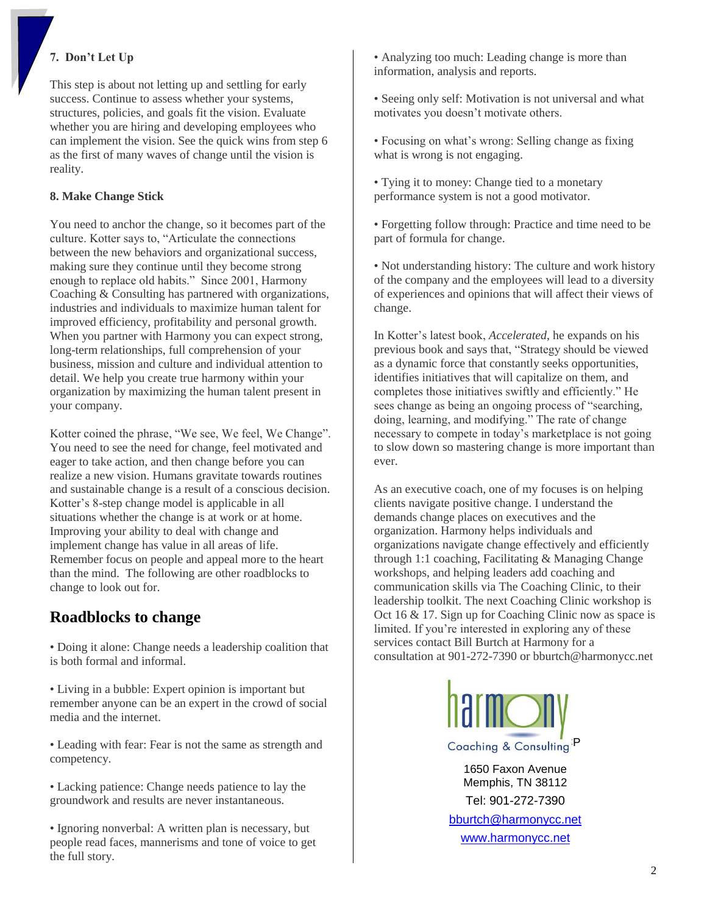**7. Don't Let Up**

This step is about not letting up and settling for early success. Continue to assess whether your systems, structures, policies, and goals fit the vision. Evaluate whether you are hiring and developing employees who can implement the vision. See the quick wins from step 6 as the first of many waves of change until the vision is reality.

**8. Make Change Stick**

You need to anchor the change, so it becomes part of the culture. Kotter says to, "Articulate the connections between the new behaviors and organizational success, making sure they continue until they become strong enough to replace old habits." Since 2001, Harmony Coaching & Consulting has partnered with organizations, industries and individuals to maximize human talent for improved efficiency, profitability and personal growth. When you partner with Harmony you can expect strong, long-term relationships, full comprehension of your business, mission and culture and individual attention to detail. We help you create true harmony within your organization by maximizing the human talent present in your company.

Kotter coined the phrase, "We see, We feel, We Change". You need to see the need for change, feel motivated and eager to take action, and then change before you can realize a new vision. Humans gravitate towards routines and sustainable change is a result of a conscious decision. Kotter's 8-step change model is applicable in all situations whether the change is at work or at home. Improving your ability to deal with change and implement change has value in all areas of life. Remember focus on people and appeal more to the heart than the mind. The following are other roadblocks to change to look out for.

## Roadblocks to change

- Doing it alone: Change needs a leadership coalition that is both formal and informal.
- Living in a bubble: Expert opinion is important but remember anyone can be an expert in the crowd of social media and the internet.
- Leading with fear: Fear is not the same as strength and competency.
- Lacking patience: Change needs patience to lay the groundwork and results are never instantaneous.
- Ignoring nonverbal: A written plan is necessary, but people read faces, mannerisms and tone of voice to get the full story.
- Analyzing too much: Leading change is more than information, analysis and reports.
- Seeing only self: Motivation is not universal and what motivates you doesn't motivate others.
- Focusing on what's wrong: Selling change as fixing what is wrong is not engaging.
- Tying it to money: Change tied to a monetary performance system is not a good motivator.
- Forgetting follow through: Practice and time need to be part of formula for change.
- Not understanding history: The culture and work history of the company and the employees will lead to a diversity of experiences and opinions that will affect their views of change.

In Kotter's latest book, *Accelerated*, he expands on his previous book and says that, "Strategy should be viewed as a dynamic force that constantly seeks opportunities, identifies initiatives that will capitalize on them, and completes those initiatives swiftly and efficiently." He sees change as being an ongoing process of "searching, doing, learning, and modifying." The rate of change necessary to compete in today's marketplace is not going to slow down so mastering change is more important than ever.

As an executive coach, one of my focuses is on helping clients navigate positive change. I understand the demands change places on executives and the organization. Harmony helps individuals and organizations navigate change effectively and efficiently through 1:1 coaching, Facilitating & Managing Change workshops, and helping leaders add coaching and communication skills via The Coaching Clinic, to their leadership toolkit. The next Coaching Clinic workshop is Oct 16 & 17. Sign up for Coaching Clinic now as space is limited. If you're interested in exploring any of these services contact Bill Burtch at Harmony for a consultation at 901-272-7390 or bburtch@harmonycc.net

harmony
Coaching & Consulting

1650 Faxon Avenue
Memphis, TN 38112
Tel: 901-272-7390
bburtch@harmonycc.net
www.harmonycc.net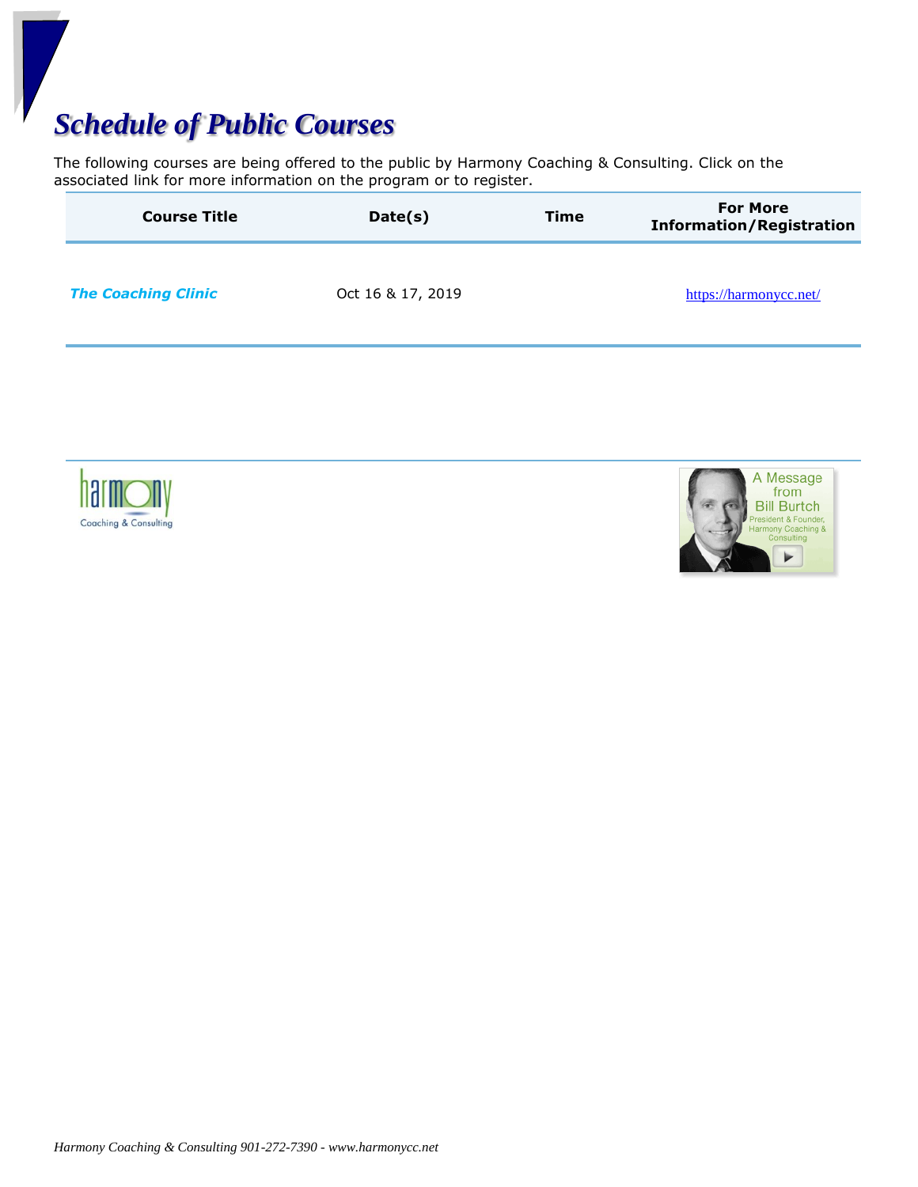# *Schedule of Public Courses*

The following courses are being offered to the public by Harmony Coaching & Consulting. Click on the associated link for more information on the program or to register.

| Course Title | Date(s) | Time | For More Information/Registration |
|---|---|---|---|
| ***The Coaching Clinic*** | Oct 16 & 17, 2019 | | https://harmonycc.net/ |

*Harmony Coaching & Consulting 901-272-7390 - www.harmonycc.net*